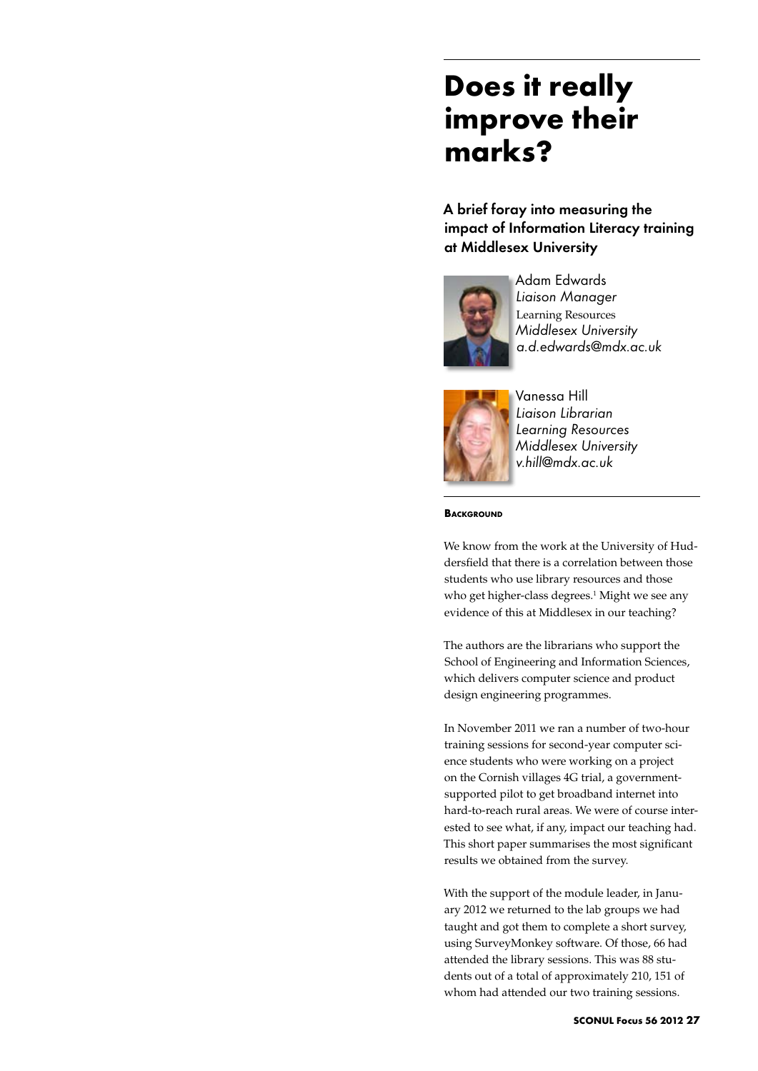# Does it really improve their marks?

## A brief foray into measuring the impact of Information Literacy training at Middlesex University

Adam Edwards
*Liaison Manager*
Learning Resources
*Middlesex University*
*a.d.edwards@mdx.ac.uk*

Vanessa Hill
*Liaison Librarian*
*Learning Resources*
*Middlesex University*
*v.hill@mdx.ac.uk*

### Background

We know from the work at the University of Huddersfield that there is a correlation between those students who use library resources and those who get higher-class degrees.[1] Might we see any evidence of this at Middlesex in our teaching?

The authors are the librarians who support the School of Engineering and Information Sciences, which delivers computer science and product design engineering programmes.

In November 2011 we ran a number of two-hour training sessions for second-year computer science students who were working on a project on the Cornish villages 4G trial, a government-supported pilot to get broadband internet into hard-to-reach rural areas. We were of course interested to see what, if any, impact our teaching had. This short paper summarises the most significant results we obtained from the survey.

With the support of the module leader, in January 2012 we returned to the lab groups we had taught and got them to complete a short survey, using SurveyMonkey software. Of those, 66 had attended the library sessions. This was 88 students out of a total of approximately 210, 151 of whom had attended our two training sessions.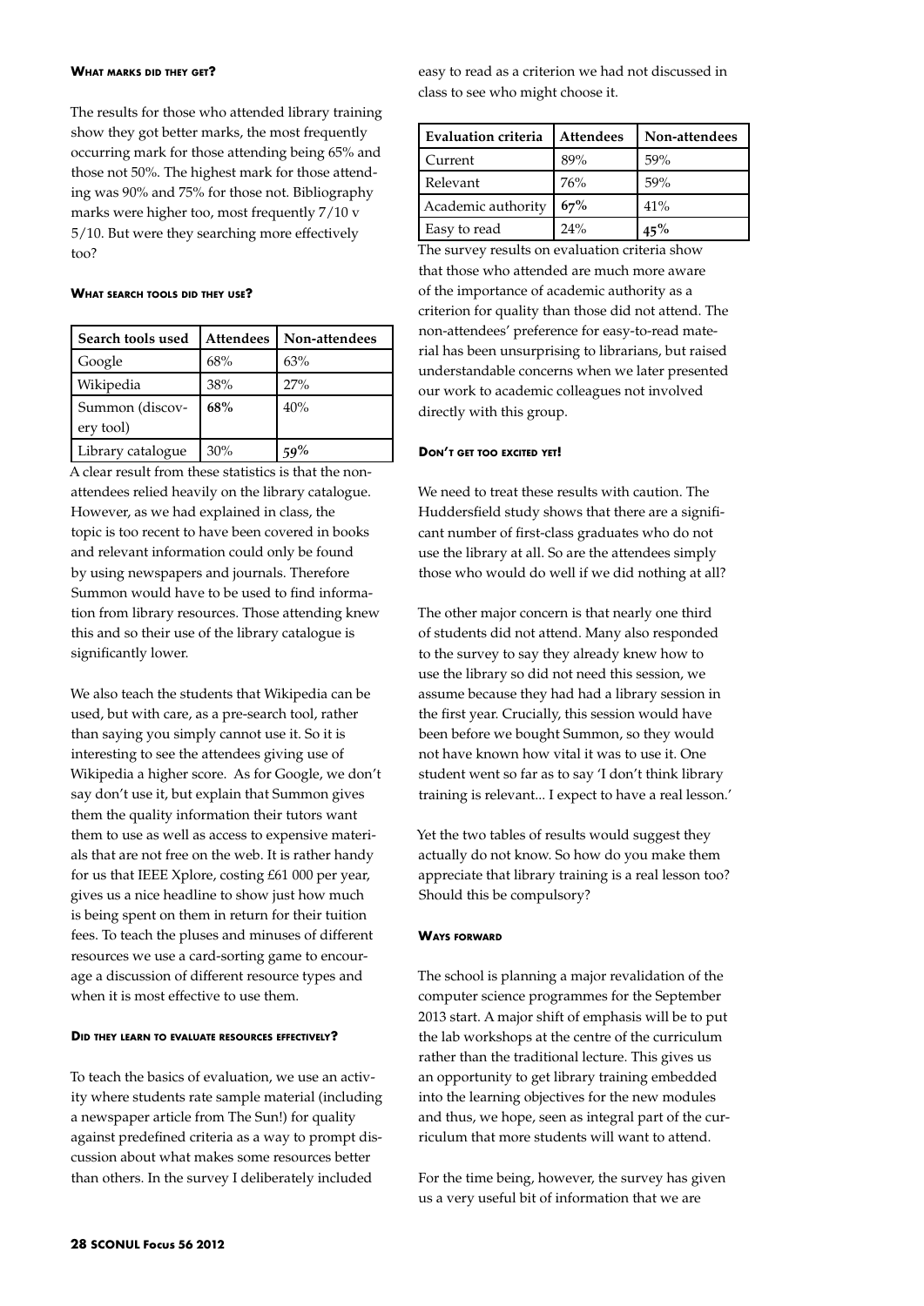### What marks did they get?

The results for those who attended library training show they got better marks, the most frequently occurring mark for those attending being 65% and those not 50%. The highest mark for those attending was 90% and 75% for those not. Bibliography marks were higher too, most frequently 7/10 v 5/10. But were they searching more effectively too?

### What search tools did they use?

| Search tools used | Attendees | Non-attendees |
|---|---|---|
| Google | 68% | 63% |
| Wikipedia | 38% | 27% |
| Summon (discovery tool) | **68%** | 40% |
| Library catalogue | 30% | **59%** |

A clear result from these statistics is that the non-attendees relied heavily on the library catalogue. However, as we had explained in class, the topic is too recent to have been covered in books and relevant information could only be found by using newspapers and journals. Therefore Summon would have to be used to find information from library resources. Those attending knew this and so their use of the library catalogue is significantly lower.

We also teach the students that Wikipedia can be used, but with care, as a pre-search tool, rather than saying you simply cannot use it. So it is interesting to see the attendees giving use of Wikipedia a higher score. As for Google, we don't say don't use it, but explain that Summon gives them the quality information their tutors want them to use as well as access to expensive materials that are not free on the web. It is rather handy for us that IEEE Xplore, costing £61 000 per year, gives us a nice headline to show just how much is being spent on them in return for their tuition fees. To teach the pluses and minuses of different resources we use a card-sorting game to encourage a discussion of different resource types and when it is most effective to use them.

### Did they learn to evaluate resources effectively?

To teach the basics of evaluation, we use an activity where students rate sample material (including a newspaper article from The Sun!) for quality against predefined criteria as a way to prompt discussion about what makes some resources better than others. In the survey I deliberately included easy to read as a criterion we had not discussed in class to see who might choose it.

| Evaluation criteria | Attendees | Non-attendees |
|---|---|---|
| Current | 89% | 59% |
| Relevant | 76% | 59% |
| Academic authority | **67%** | 41% |
| Easy to read | 24% | **45%** |

The survey results on evaluation criteria show that those who attended are much more aware of the importance of academic authority as a criterion for quality than those did not attend. The non-attendees' preference for easy-to-read material has been unsurprising to librarians, but raised understandable concerns when we later presented our work to academic colleagues not involved directly with this group.

### Don't get too excited yet!

We need to treat these results with caution. The Huddersfield study shows that there are a significant number of first-class graduates who do not use the library at all. So are the attendees simply those who would do well if we did nothing at all?

The other major concern is that nearly one third of students did not attend. Many also responded to the survey to say they already knew how to use the library so did not need this session, we assume because they had had a library session in the first year. Crucially, this session would have been before we bought Summon, so they would not have known how vital it was to use it. One student went so far as to say 'I don't think library training is relevant... I expect to have a real lesson.'

Yet the two tables of results would suggest they actually do not know. So how do you make them appreciate that library training is a real lesson too? Should this be compulsory?

### Ways forward

The school is planning a major revalidation of the computer science programmes for the September 2013 start. A major shift of emphasis will be to put the lab workshops at the centre of the curriculum rather than the traditional lecture. This gives us an opportunity to get library training embedded into the learning objectives for the new modules and thus, we hope, seen as integral part of the curriculum that more students will want to attend.

For the time being, however, the survey has given us a very useful bit of information that we are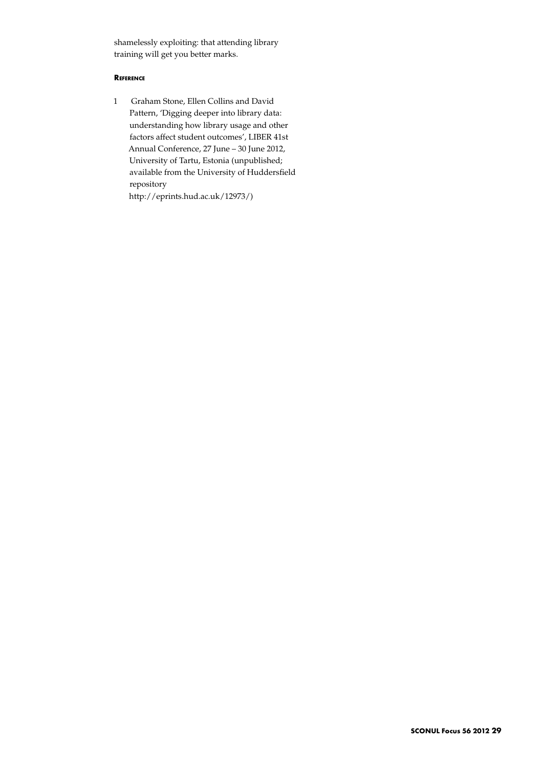shamelessly exploiting: that attending library training will get you better marks.

#### Reference

1. Graham Stone, Ellen Collins and David Pattern, 'Digging deeper into library data: understanding how library usage and other factors affect student outcomes', LIBER 41st Annual Conference, 27 June – 30 June 2012, University of Tartu, Estonia (unpublished; available from the University of Huddersfield repository http://eprints.hud.ac.uk/12973/)